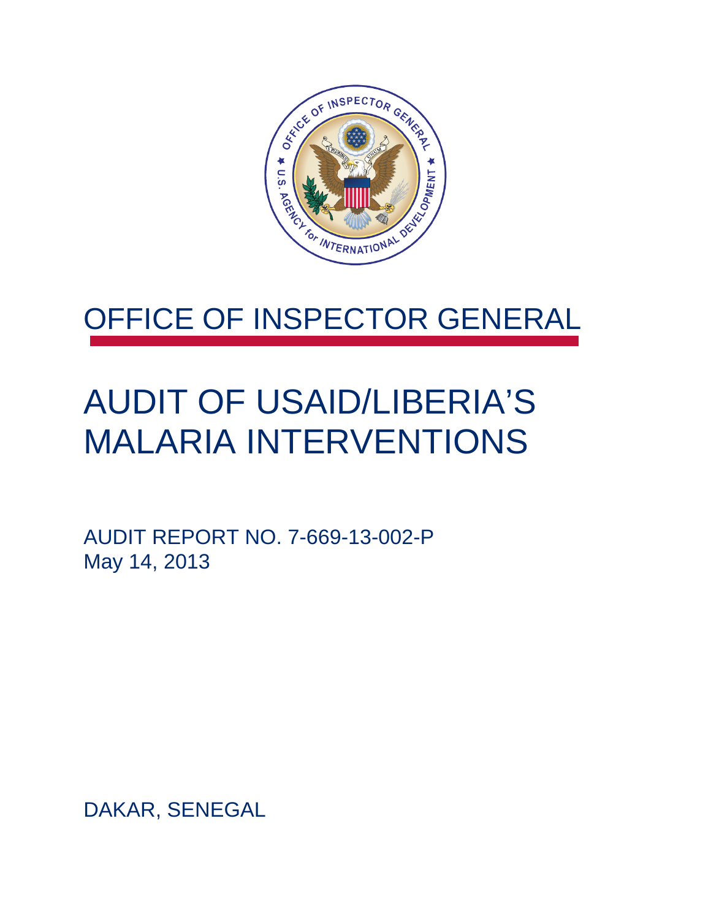# OFFICE OF INSPECTOR GENERAL

# AUDIT OF USAID/LIBERIA'S MALARIA INTERVENTIONS

AUDIT REPORT NO. 7-669-13-002-P
May 14, 2013

DAKAR, SENEGAL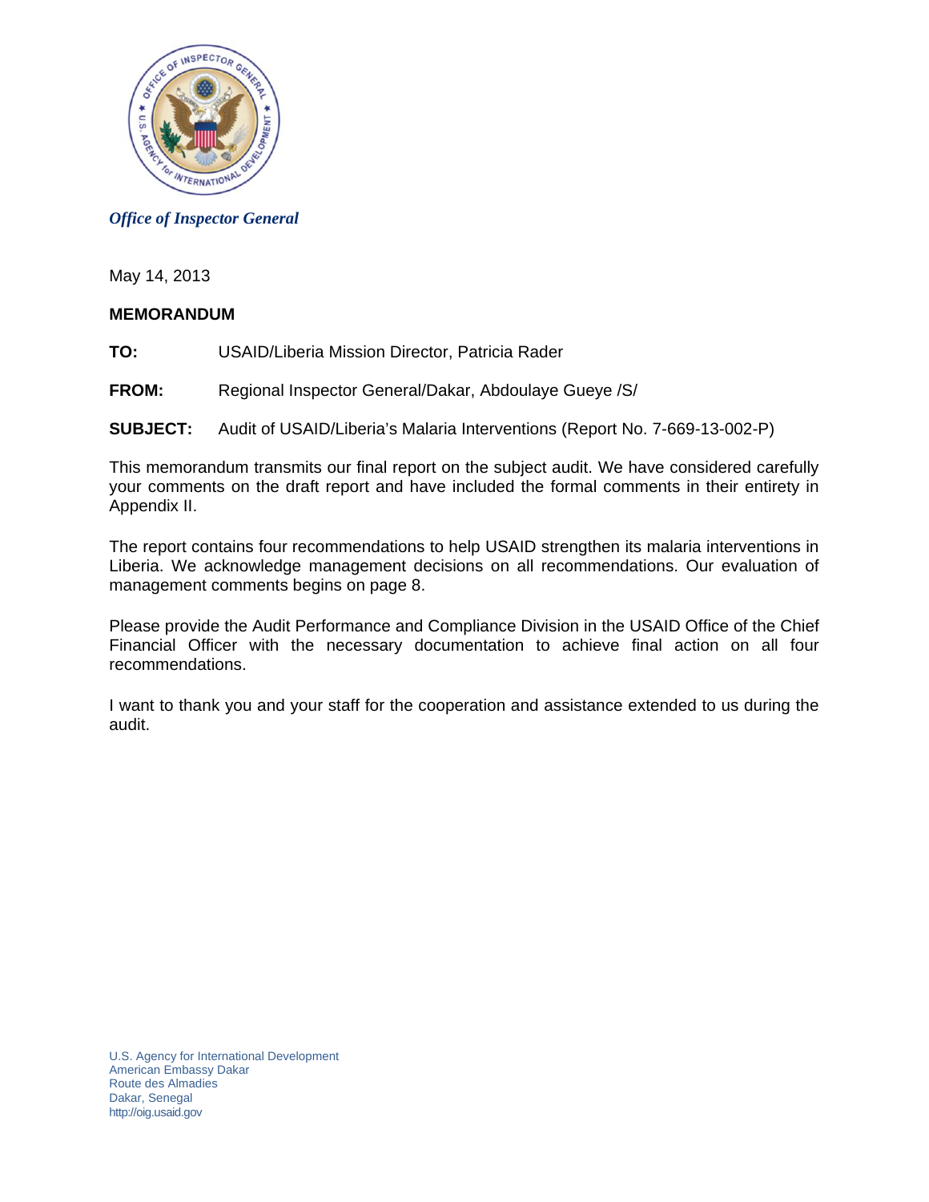*Office of Inspector General*

May 14, 2013

**MEMORANDUM**

**TO:** USAID/Liberia Mission Director, Patricia Rader

**FROM:** Regional Inspector General/Dakar, Abdoulaye Gueye /S/

**SUBJECT:** Audit of USAID/Liberia's Malaria Interventions (Report No. 7-669-13-002-P)

This memorandum transmits our final report on the subject audit. We have considered carefully your comments on the draft report and have included the formal comments in their entirety in Appendix II.

The report contains four recommendations to help USAID strengthen its malaria interventions in Liberia. We acknowledge management decisions on all recommendations. Our evaluation of management comments begins on page 8.

Please provide the Audit Performance and Compliance Division in the USAID Office of the Chief Financial Officer with the necessary documentation to achieve final action on all four recommendations.

I want to thank you and your staff for the cooperation and assistance extended to us during the audit.

U.S. Agency for International Development
American Embassy Dakar
Route des Almadies
Dakar, Senegal
http://oig.usaid.gov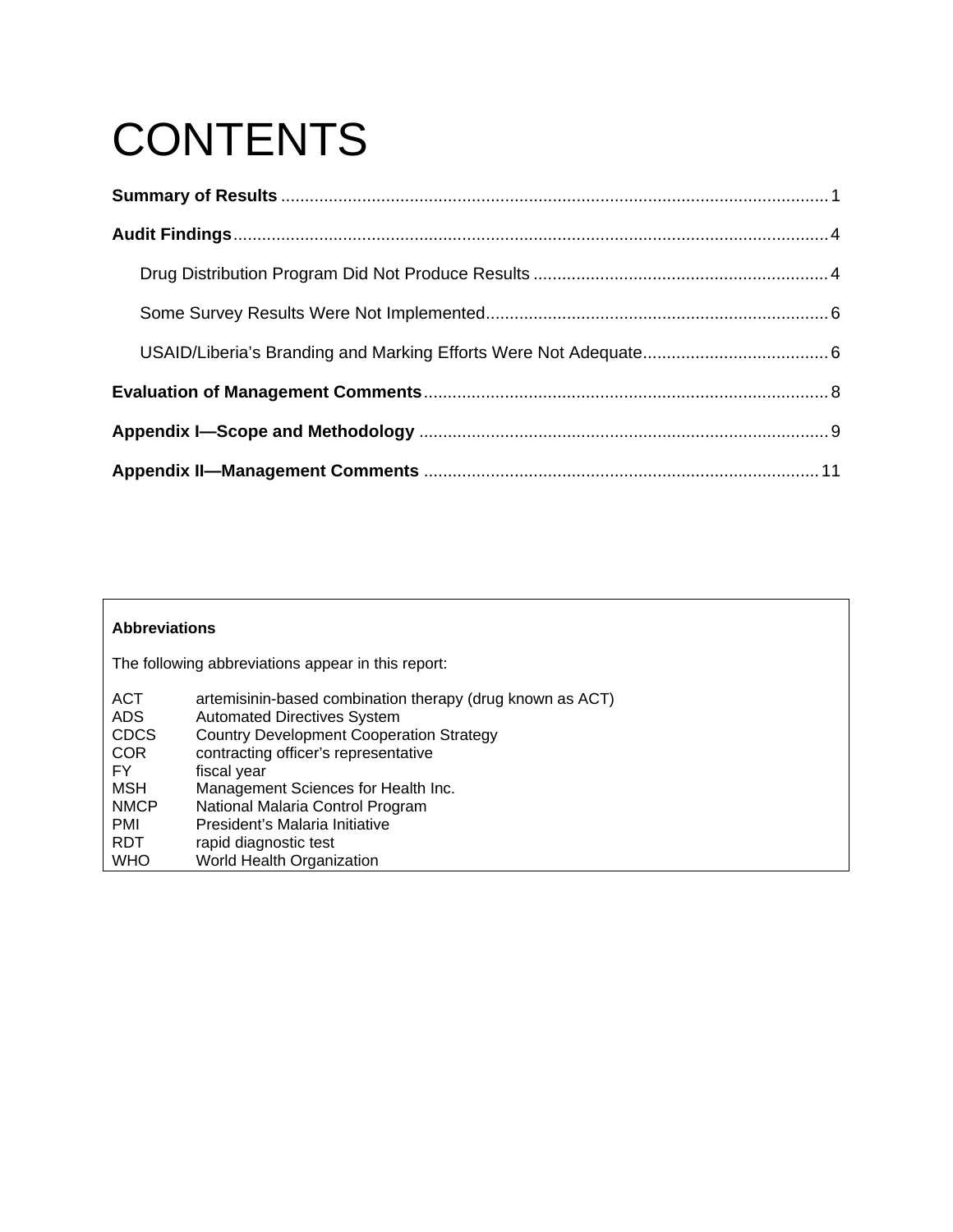# CONTENTS

**Summary of Results** .................................................................................................................. 1

**Audit Findings** ........................................................................................................................... 4

Drug Distribution Program Did Not Produce Results ............................................................. 4

Some Survey Results Were Not Implemented ........................................................................ 6

USAID/Liberia's Branding and Marking Efforts Were Not Adequate ....................................... 6

**Evaluation of Management Comments** .................................................................................... 8

**Appendix I—Scope and Methodology** ...................................................................................... 9

**Appendix II—Management Comments** .................................................................................. 11

**Abbreviations**

The following abbreviations appear in this report:

| | |
|---|---|
| ACT | artemisinin-based combination therapy (drug known as ACT) |
| ADS | Automated Directives System |
| CDCS | Country Development Cooperation Strategy |
| COR | contracting officer's representative |
| FY | fiscal year |
| MSH | Management Sciences for Health Inc. |
| NMCP | National Malaria Control Program |
| PMI | President's Malaria Initiative |
| RDT | rapid diagnostic test |
| WHO | World Health Organization |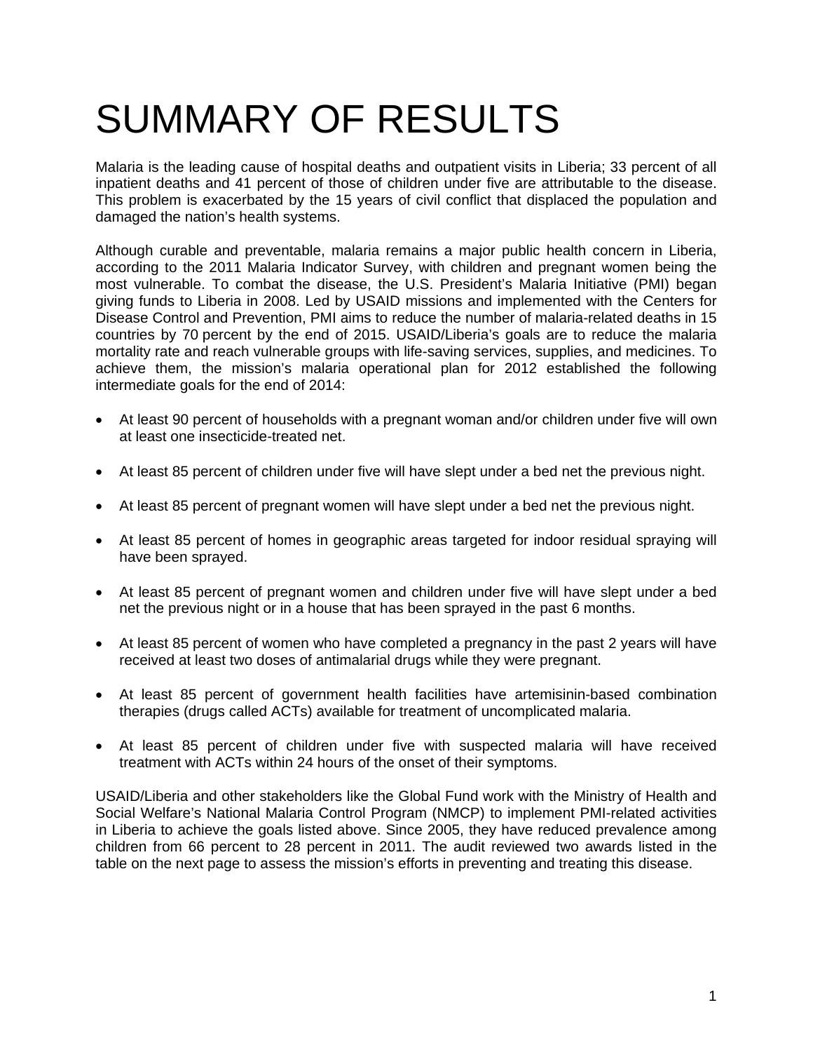# SUMMARY OF RESULTS

Malaria is the leading cause of hospital deaths and outpatient visits in Liberia; 33 percent of all inpatient deaths and 41 percent of those of children under five are attributable to the disease. This problem is exacerbated by the 15 years of civil conflict that displaced the population and damaged the nation's health systems.

Although curable and preventable, malaria remains a major public health concern in Liberia, according to the 2011 Malaria Indicator Survey, with children and pregnant women being the most vulnerable. To combat the disease, the U.S. President's Malaria Initiative (PMI) began giving funds to Liberia in 2008. Led by USAID missions and implemented with the Centers for Disease Control and Prevention, PMI aims to reduce the number of malaria-related deaths in 15 countries by 70 percent by the end of 2015. USAID/Liberia's goals are to reduce the malaria mortality rate and reach vulnerable groups with life-saving services, supplies, and medicines. To achieve them, the mission's malaria operational plan for 2012 established the following intermediate goals for the end of 2014:

- At least 90 percent of households with a pregnant woman and/or children under five will own at least one insecticide-treated net.
- At least 85 percent of children under five will have slept under a bed net the previous night.
- At least 85 percent of pregnant women will have slept under a bed net the previous night.
- At least 85 percent of homes in geographic areas targeted for indoor residual spraying will have been sprayed.
- At least 85 percent of pregnant women and children under five will have slept under a bed net the previous night or in a house that has been sprayed in the past 6 months.
- At least 85 percent of women who have completed a pregnancy in the past 2 years will have received at least two doses of antimalarial drugs while they were pregnant.
- At least 85 percent of government health facilities have artemisinin-based combination therapies (drugs called ACTs) available for treatment of uncomplicated malaria.
- At least 85 percent of children under five with suspected malaria will have received treatment with ACTs within 24 hours of the onset of their symptoms.

USAID/Liberia and other stakeholders like the Global Fund work with the Ministry of Health and Social Welfare's National Malaria Control Program (NMCP) to implement PMI-related activities in Liberia to achieve the goals listed above. Since 2005, they have reduced prevalence among children from 66 percent to 28 percent in 2011. The audit reviewed two awards listed in the table on the next page to assess the mission's efforts in preventing and treating this disease.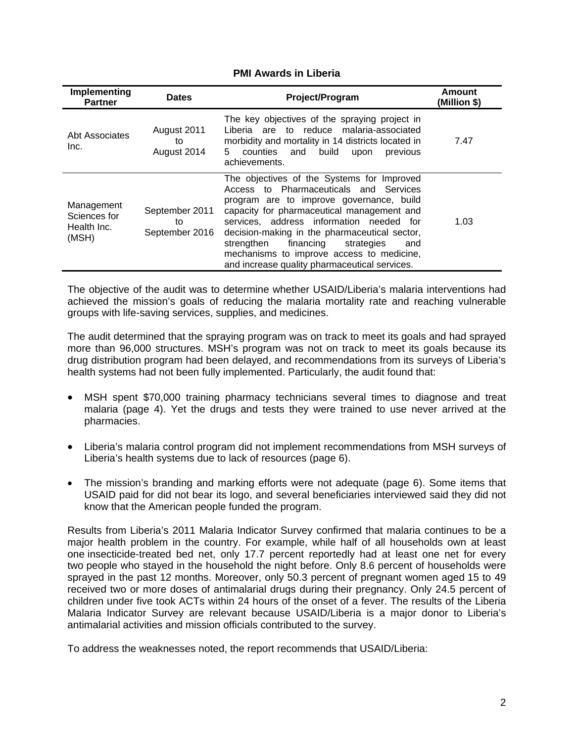**PMI Awards in Liberia**

| Implementing Partner | Dates | Project/Program | Amount (Million $) |
|---|---|---|---|
| Abt Associates Inc. | August 2011 to August 2014 | The key objectives of the spraying project in Liberia are to reduce malaria-associated morbidity and mortality in 14 districts located in 5 counties and build upon previous achievements. | 7.47 |
| Management Sciences for Health Inc. (MSH) | September 2011 to September 2016 | The objectives of the Systems for Improved Access to Pharmaceuticals and Services program are to improve governance, build capacity for pharmaceutical management and services, address information needed for decision-making in the pharmaceutical sector, strengthen financing strategies and mechanisms to improve access to medicine, and increase quality pharmaceutical services. | 1.03 |

The objective of the audit was to determine whether USAID/Liberia's malaria interventions had achieved the mission's goals of reducing the malaria mortality rate and reaching vulnerable groups with life-saving services, supplies, and medicines.

The audit determined that the spraying program was on track to meet its goals and had sprayed more than 96,000 structures. MSH's program was not on track to meet its goals because its drug distribution program had been delayed, and recommendations from its surveys of Liberia's health systems had not been fully implemented. Particularly, the audit found that:

- MSH spent $70,000 training pharmacy technicians several times to diagnose and treat malaria (page 4). Yet the drugs and tests they were trained to use never arrived at the pharmacies.

- Liberia's malaria control program did not implement recommendations from MSH surveys of Liberia's health systems due to lack of resources (page 6).

- The mission's branding and marking efforts were not adequate (page 6). Some items that USAID paid for did not bear its logo, and several beneficiaries interviewed said they did not know that the American people funded the program.

Results from Liberia's 2011 Malaria Indicator Survey confirmed that malaria continues to be a major health problem in the country. For example, while half of all households own at least one insecticide-treated bed net, only 17.7 percent reportedly had at least one net for every two people who stayed in the household the night before. Only 8.6 percent of households were sprayed in the past 12 months. Moreover, only 50.3 percent of pregnant women aged 15 to 49 received two or more doses of antimalarial drugs during their pregnancy. Only 24.5 percent of children under five took ACTs within 24 hours of the onset of a fever. The results of the Liberia Malaria Indicator Survey are relevant because USAID/Liberia is a major donor to Liberia's antimalarial activities and mission officials contributed to the survey.

To address the weaknesses noted, the report recommends that USAID/Liberia: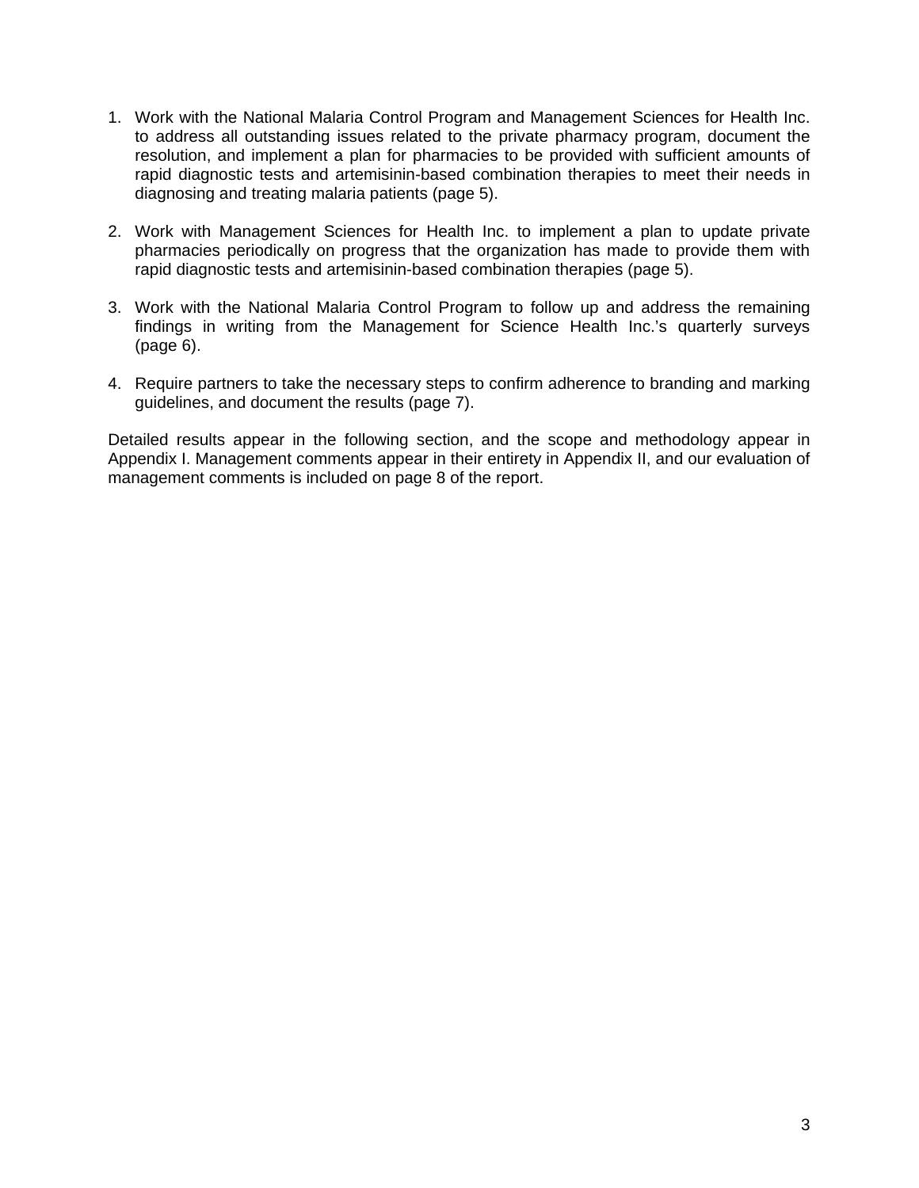1. Work with the National Malaria Control Program and Management Sciences for Health Inc. to address all outstanding issues related to the private pharmacy program, document the resolution, and implement a plan for pharmacies to be provided with sufficient amounts of rapid diagnostic tests and artemisinin-based combination therapies to meet their needs in diagnosing and treating malaria patients (page 5).

2. Work with Management Sciences for Health Inc. to implement a plan to update private pharmacies periodically on progress that the organization has made to provide them with rapid diagnostic tests and artemisinin-based combination therapies (page 5).

3. Work with the National Malaria Control Program to follow up and address the remaining findings in writing from the Management for Science Health Inc.'s quarterly surveys (page 6).

4. Require partners to take the necessary steps to confirm adherence to branding and marking guidelines, and document the results (page 7).

Detailed results appear in the following section, and the scope and methodology appear in Appendix I. Management comments appear in their entirety in Appendix II, and our evaluation of management comments is included on page 8 of the report.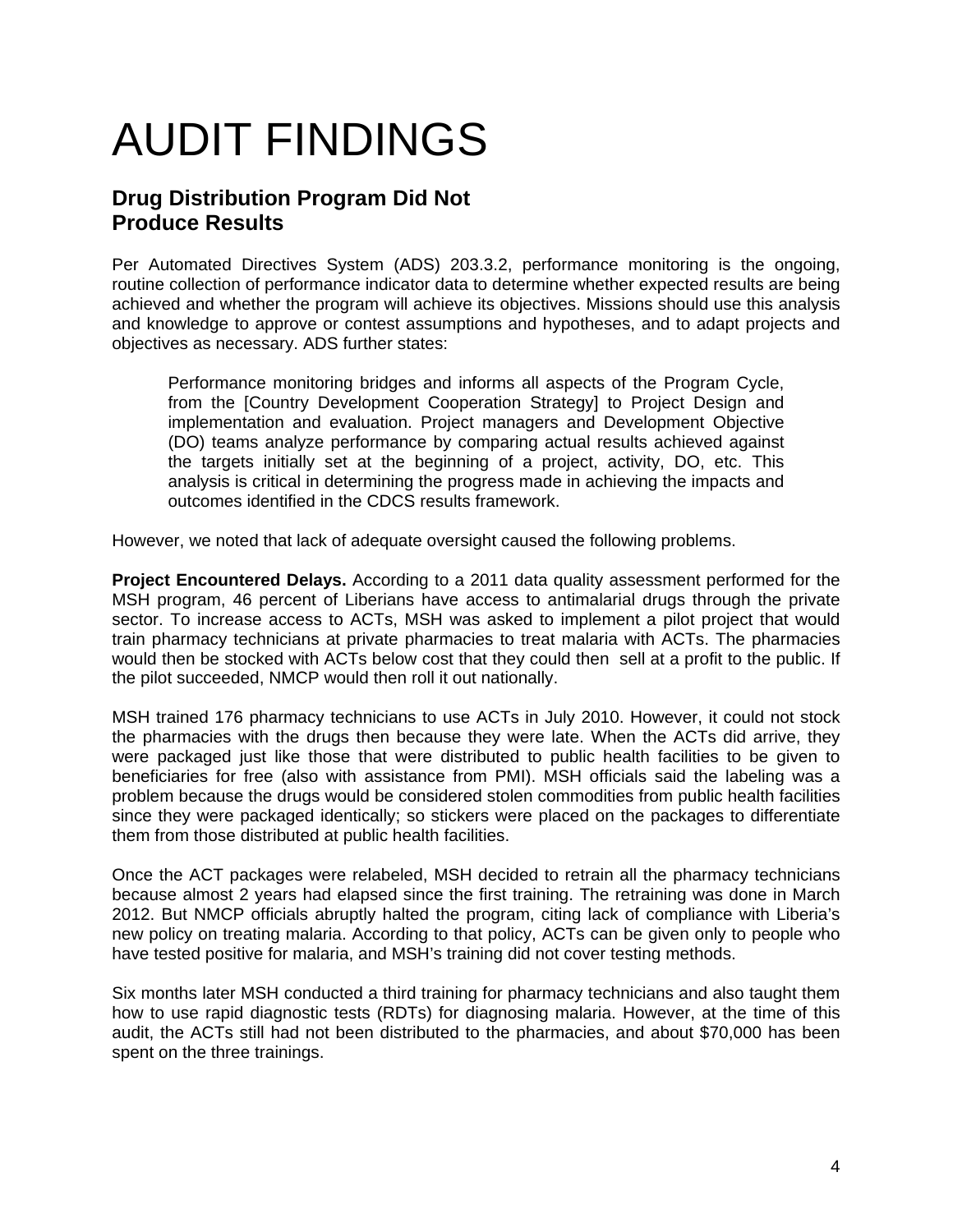# AUDIT FINDINGS

## Drug Distribution Program Did Not Produce Results

Per Automated Directives System (ADS) 203.3.2, performance monitoring is the ongoing, routine collection of performance indicator data to determine whether expected results are being achieved and whether the program will achieve its objectives. Missions should use this analysis and knowledge to approve or contest assumptions and hypotheses, and to adapt projects and objectives as necessary. ADS further states:

> Performance monitoring bridges and informs all aspects of the Program Cycle, from the [Country Development Cooperation Strategy] to Project Design and implementation and evaluation. Project managers and Development Objective (DO) teams analyze performance by comparing actual results achieved against the targets initially set at the beginning of a project, activity, DO, etc. This analysis is critical in determining the progress made in achieving the impacts and outcomes identified in the CDCS results framework.

However, we noted that lack of adequate oversight caused the following problems.

**Project Encountered Delays.** According to a 2011 data quality assessment performed for the MSH program, 46 percent of Liberians have access to antimalarial drugs through the private sector. To increase access to ACTs, MSH was asked to implement a pilot project that would train pharmacy technicians at private pharmacies to treat malaria with ACTs. The pharmacies would then be stocked with ACTs below cost that they could then sell at a profit to the public. If the pilot succeeded, NMCP would then roll it out nationally.

MSH trained 176 pharmacy technicians to use ACTs in July 2010. However, it could not stock the pharmacies with the drugs then because they were late. When the ACTs did arrive, they were packaged just like those that were distributed to public health facilities to be given to beneficiaries for free (also with assistance from PMI). MSH officials said the labeling was a problem because the drugs would be considered stolen commodities from public health facilities since they were packaged identically; so stickers were placed on the packages to differentiate them from those distributed at public health facilities.

Once the ACT packages were relabeled, MSH decided to retrain all the pharmacy technicians because almost 2 years had elapsed since the first training. The retraining was done in March 2012. But NMCP officials abruptly halted the program, citing lack of compliance with Liberia's new policy on treating malaria. According to that policy, ACTs can be given only to people who have tested positive for malaria, and MSH's training did not cover testing methods.

Six months later MSH conducted a third training for pharmacy technicians and also taught them how to use rapid diagnostic tests (RDTs) for diagnosing malaria. However, at the time of this audit, the ACTs still had not been distributed to the pharmacies, and about $70,000 has been spent on the three trainings.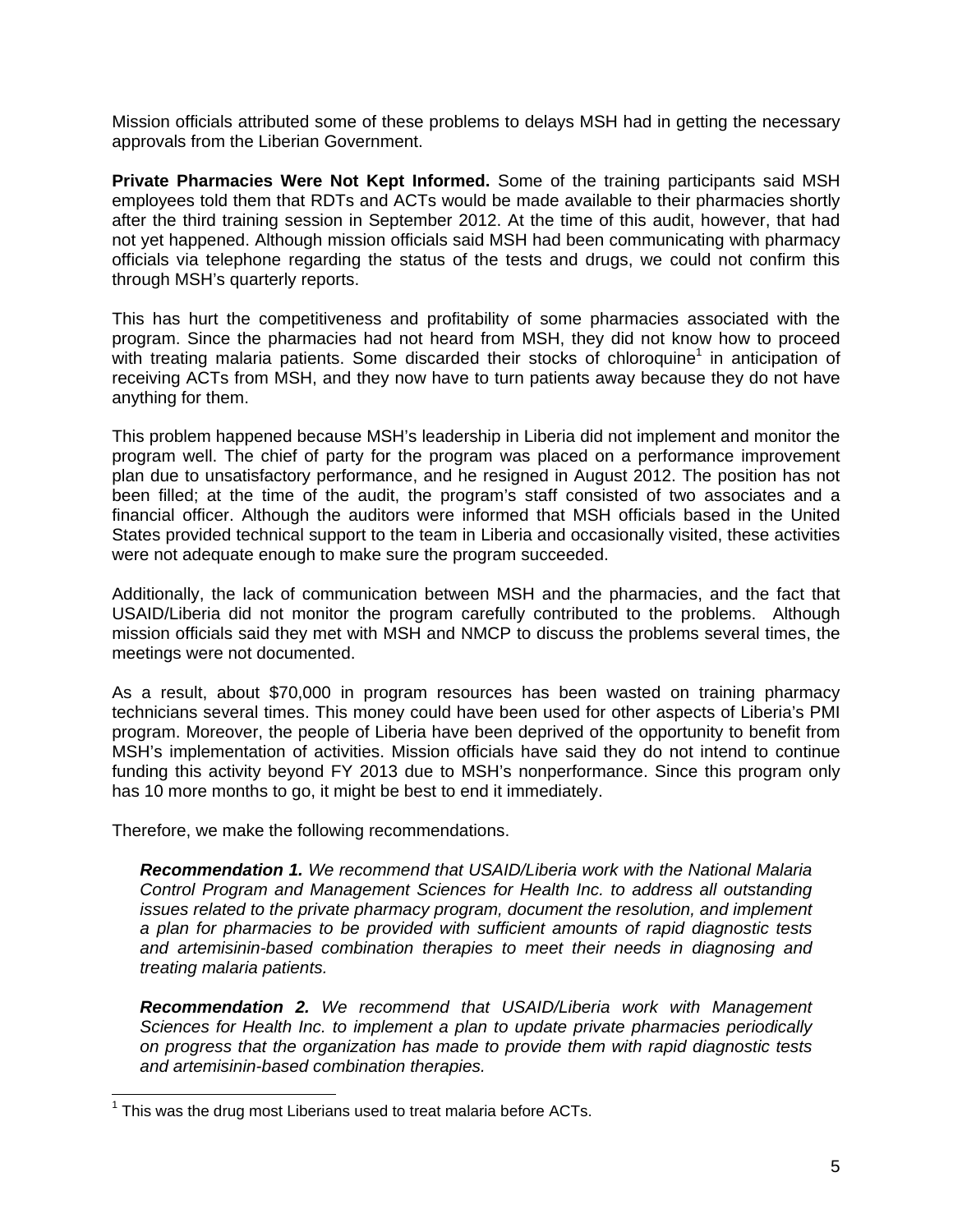Mission officials attributed some of these problems to delays MSH had in getting the necessary approvals from the Liberian Government.

**Private Pharmacies Were Not Kept Informed.** Some of the training participants said MSH employees told them that RDTs and ACTs would be made available to their pharmacies shortly after the third training session in September 2012. At the time of this audit, however, that had not yet happened. Although mission officials said MSH had been communicating with pharmacy officials via telephone regarding the status of the tests and drugs, we could not confirm this through MSH's quarterly reports.

This has hurt the competitiveness and profitability of some pharmacies associated with the program. Since the pharmacies had not heard from MSH, they did not know how to proceed with treating malaria patients. Some discarded their stocks of chloroquine[1] in anticipation of receiving ACTs from MSH, and they now have to turn patients away because they do not have anything for them.

This problem happened because MSH's leadership in Liberia did not implement and monitor the program well. The chief of party for the program was placed on a performance improvement plan due to unsatisfactory performance, and he resigned in August 2012. The position has not been filled; at the time of the audit, the program's staff consisted of two associates and a financial officer. Although the auditors were informed that MSH officials based in the United States provided technical support to the team in Liberia and occasionally visited, these activities were not adequate enough to make sure the program succeeded.

Additionally, the lack of communication between MSH and the pharmacies, and the fact that USAID/Liberia did not monitor the program carefully contributed to the problems. Although mission officials said they met with MSH and NMCP to discuss the problems several times, the meetings were not documented.

As a result, about $70,000 in program resources has been wasted on training pharmacy technicians several times. This money could have been used for other aspects of Liberia's PMI program. Moreover, the people of Liberia have been deprived of the opportunity to benefit from MSH's implementation of activities. Mission officials have said they do not intend to continue funding this activity beyond FY 2013 due to MSH's nonperformance. Since this program only has 10 more months to go, it might be best to end it immediately.

Therefore, we make the following recommendations.

> ***Recommendation 1.*** *We recommend that USAID/Liberia work with the National Malaria Control Program and Management Sciences for Health Inc. to address all outstanding issues related to the private pharmacy program, document the resolution, and implement a plan for pharmacies to be provided with sufficient amounts of rapid diagnostic tests and artemisinin-based combination therapies to meet their needs in diagnosing and treating malaria patients.*

> ***Recommendation 2.*** *We recommend that USAID/Liberia work with Management Sciences for Health Inc. to implement a plan to update private pharmacies periodically on progress that the organization has made to provide them with rapid diagnostic tests and artemisinin-based combination therapies.*

---

[1] This was the drug most Liberians used to treat malaria before ACTs.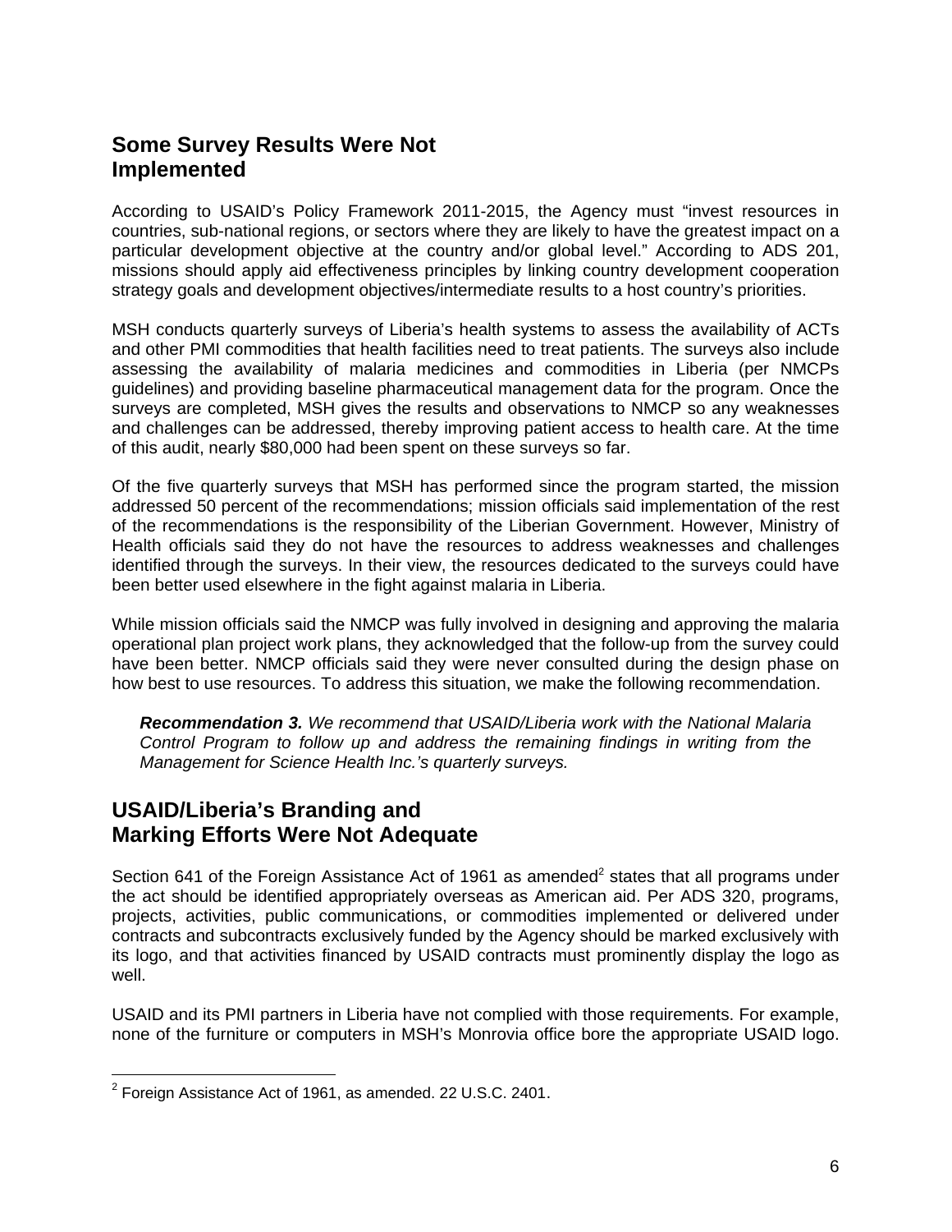## Some Survey Results Were Not Implemented

According to USAID's Policy Framework 2011-2015, the Agency must "invest resources in countries, sub-national regions, or sectors where they are likely to have the greatest impact on a particular development objective at the country and/or global level." According to ADS 201, missions should apply aid effectiveness principles by linking country development cooperation strategy goals and development objectives/intermediate results to a host country's priorities.

MSH conducts quarterly surveys of Liberia's health systems to assess the availability of ACTs and other PMI commodities that health facilities need to treat patients. The surveys also include assessing the availability of malaria medicines and commodities in Liberia (per NMCPs guidelines) and providing baseline pharmaceutical management data for the program. Once the surveys are completed, MSH gives the results and observations to NMCP so any weaknesses and challenges can be addressed, thereby improving patient access to health care. At the time of this audit, nearly $80,000 had been spent on these surveys so far.

Of the five quarterly surveys that MSH has performed since the program started, the mission addressed 50 percent of the recommendations; mission officials said implementation of the rest of the recommendations is the responsibility of the Liberian Government. However, Ministry of Health officials said they do not have the resources to address weaknesses and challenges identified through the surveys. In their view, the resources dedicated to the surveys could have been better used elsewhere in the fight against malaria in Liberia.

While mission officials said the NMCP was fully involved in designing and approving the malaria operational plan project work plans, they acknowledged that the follow-up from the survey could have been better. NMCP officials said they were never consulted during the design phase on how best to use resources. To address this situation, we make the following recommendation.

> ***Recommendation 3.*** *We recommend that USAID/Liberia work with the National Malaria Control Program to follow up and address the remaining findings in writing from the Management for Science Health Inc.'s quarterly surveys.*

## USAID/Liberia's Branding and Marking Efforts Were Not Adequate

Section 641 of the Foreign Assistance Act of 1961 as amended[2] states that all programs under the act should be identified appropriately overseas as American aid. Per ADS 320, programs, projects, activities, public communications, or commodities implemented or delivered under contracts and subcontracts exclusively funded by the Agency should be marked exclusively with its logo, and that activities financed by USAID contracts must prominently display the logo as well.

USAID and its PMI partners in Liberia have not complied with those requirements. For example, none of the furniture or computers in MSH's Monrovia office bore the appropriate USAID logo.

[2] Foreign Assistance Act of 1961, as amended. 22 U.S.C. 2401.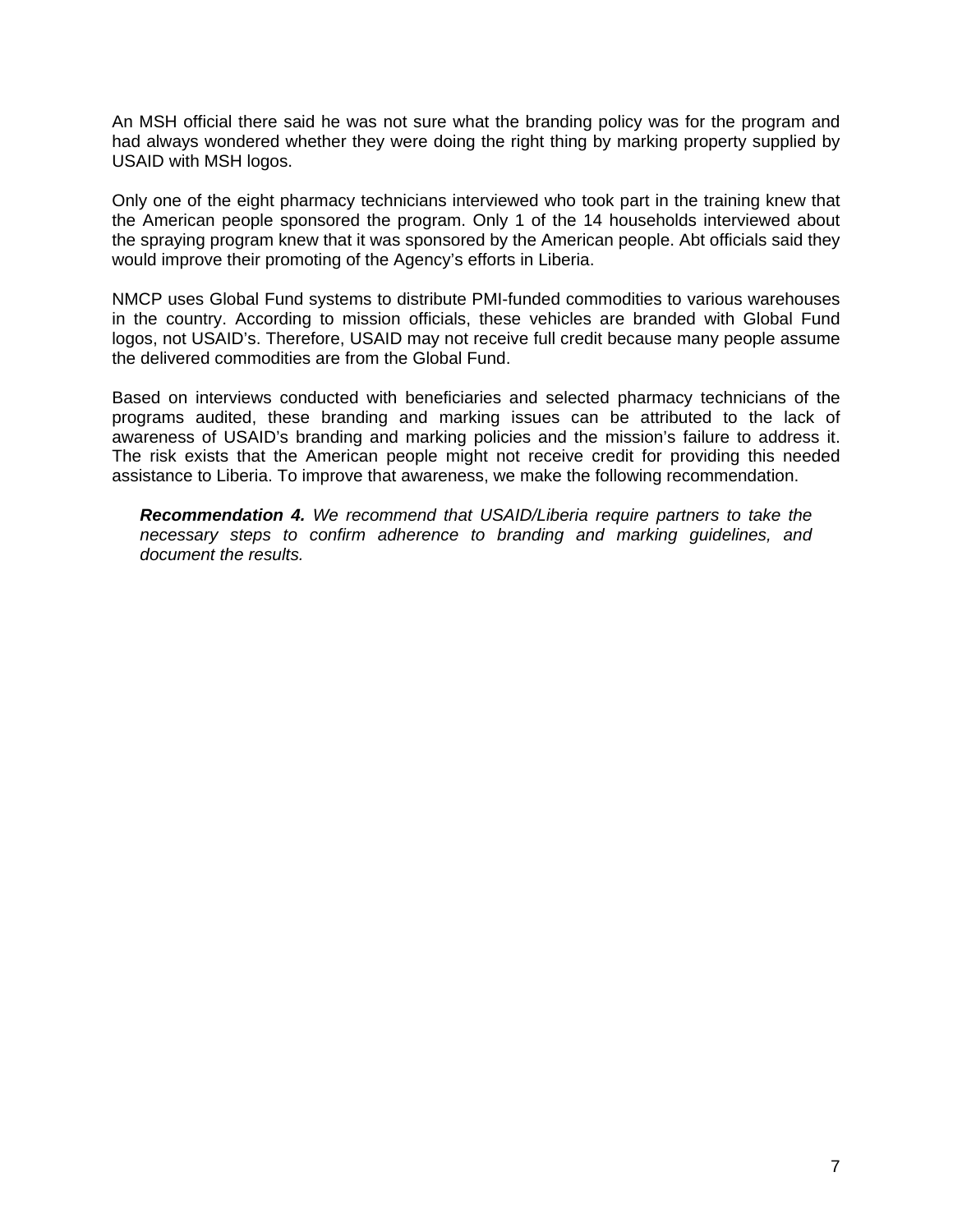An MSH official there said he was not sure what the branding policy was for the program and had always wondered whether they were doing the right thing by marking property supplied by USAID with MSH logos.

Only one of the eight pharmacy technicians interviewed who took part in the training knew that the American people sponsored the program. Only 1 of the 14 households interviewed about the spraying program knew that it was sponsored by the American people. Abt officials said they would improve their promoting of the Agency's efforts in Liberia.

NMCP uses Global Fund systems to distribute PMI-funded commodities to various warehouses in the country. According to mission officials, these vehicles are branded with Global Fund logos, not USAID's. Therefore, USAID may not receive full credit because many people assume the delivered commodities are from the Global Fund.

Based on interviews conducted with beneficiaries and selected pharmacy technicians of the programs audited, these branding and marking issues can be attributed to the lack of awareness of USAID's branding and marking policies and the mission's failure to address it. The risk exists that the American people might not receive credit for providing this needed assistance to Liberia. To improve that awareness, we make the following recommendation.

> ***Recommendation 4.*** *We recommend that USAID/Liberia require partners to take the necessary steps to confirm adherence to branding and marking guidelines, and document the results.*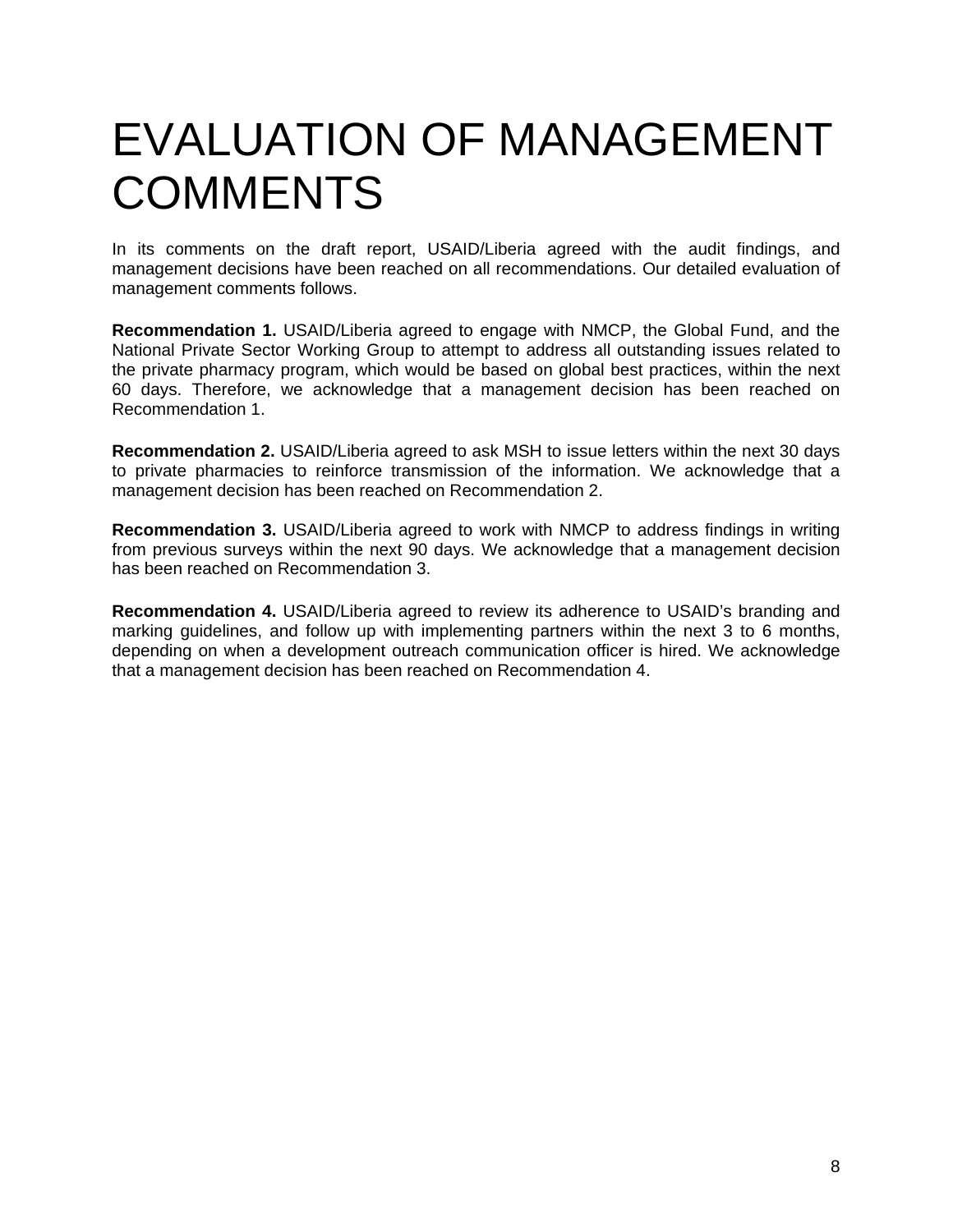# EVALUATION OF MANAGEMENT COMMENTS

In its comments on the draft report, USAID/Liberia agreed with the audit findings, and management decisions have been reached on all recommendations. Our detailed evaluation of management comments follows.

**Recommendation 1.** USAID/Liberia agreed to engage with NMCP, the Global Fund, and the National Private Sector Working Group to attempt to address all outstanding issues related to the private pharmacy program, which would be based on global best practices, within the next 60 days. Therefore, we acknowledge that a management decision has been reached on Recommendation 1.

**Recommendation 2.** USAID/Liberia agreed to ask MSH to issue letters within the next 30 days to private pharmacies to reinforce transmission of the information. We acknowledge that a management decision has been reached on Recommendation 2.

**Recommendation 3.** USAID/Liberia agreed to work with NMCP to address findings in writing from previous surveys within the next 90 days. We acknowledge that a management decision has been reached on Recommendation 3.

**Recommendation 4.** USAID/Liberia agreed to review its adherence to USAID's branding and marking guidelines, and follow up with implementing partners within the next 3 to 6 months, depending on when a development outreach communication officer is hired. We acknowledge that a management decision has been reached on Recommendation 4.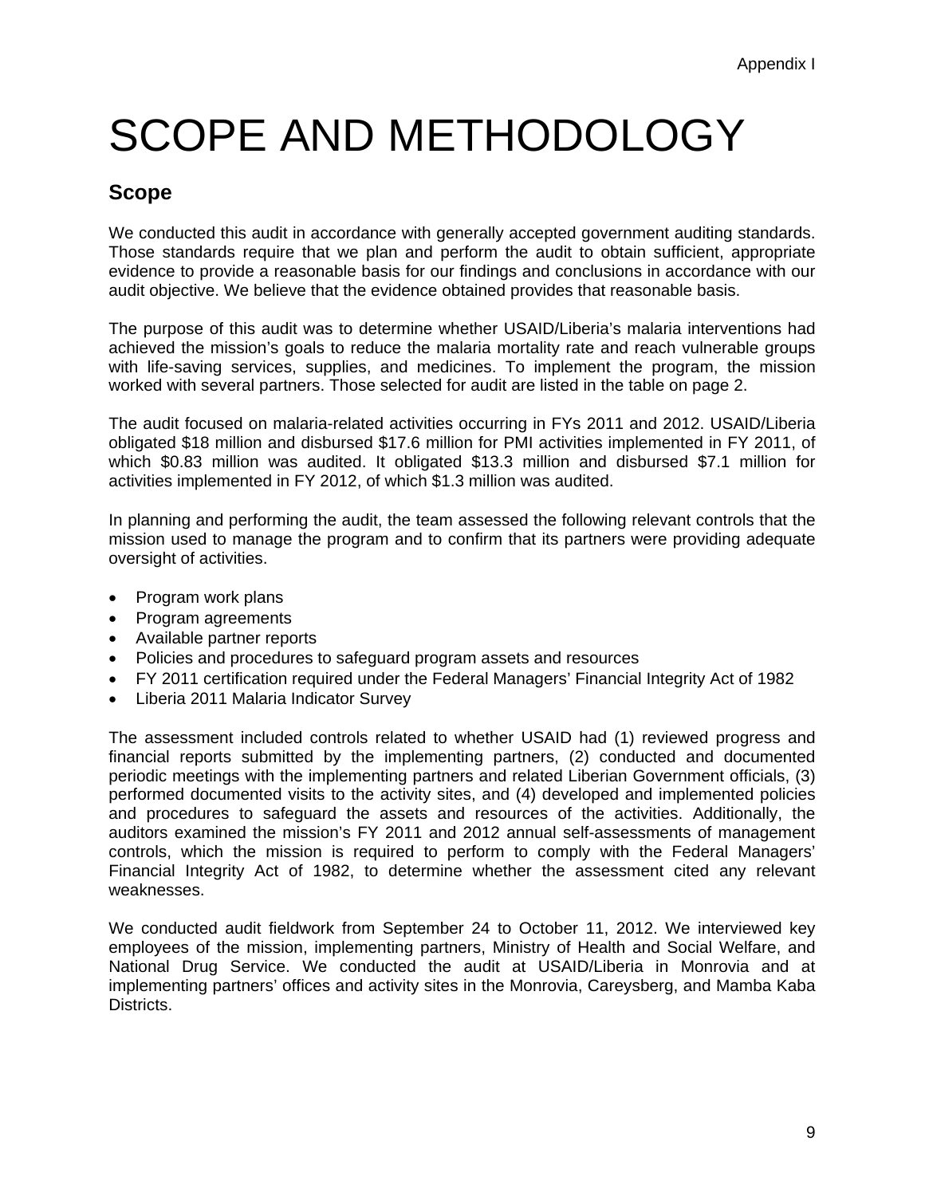Appendix I

# SCOPE AND METHODOLOGY

## Scope

We conducted this audit in accordance with generally accepted government auditing standards. Those standards require that we plan and perform the audit to obtain sufficient, appropriate evidence to provide a reasonable basis for our findings and conclusions in accordance with our audit objective. We believe that the evidence obtained provides that reasonable basis.

The purpose of this audit was to determine whether USAID/Liberia's malaria interventions had achieved the mission's goals to reduce the malaria mortality rate and reach vulnerable groups with life-saving services, supplies, and medicines. To implement the program, the mission worked with several partners. Those selected for audit are listed in the table on page 2.

The audit focused on malaria-related activities occurring in FYs 2011 and 2012. USAID/Liberia obligated $18 million and disbursed $17.6 million for PMI activities implemented in FY 2011, of which $0.83 million was audited. It obligated $13.3 million and disbursed $7.1 million for activities implemented in FY 2012, of which $1.3 million was audited.

In planning and performing the audit, the team assessed the following relevant controls that the mission used to manage the program and to confirm that its partners were providing adequate oversight of activities.

- Program work plans
- Program agreements
- Available partner reports
- Policies and procedures to safeguard program assets and resources
- FY 2011 certification required under the Federal Managers' Financial Integrity Act of 1982
- Liberia 2011 Malaria Indicator Survey

The assessment included controls related to whether USAID had (1) reviewed progress and financial reports submitted by the implementing partners, (2) conducted and documented periodic meetings with the implementing partners and related Liberian Government officials, (3) performed documented visits to the activity sites, and (4) developed and implemented policies and procedures to safeguard the assets and resources of the activities. Additionally, the auditors examined the mission's FY 2011 and 2012 annual self-assessments of management controls, which the mission is required to perform to comply with the Federal Managers' Financial Integrity Act of 1982, to determine whether the assessment cited any relevant weaknesses.

We conducted audit fieldwork from September 24 to October 11, 2012. We interviewed key employees of the mission, implementing partners, Ministry of Health and Social Welfare, and National Drug Service. We conducted the audit at USAID/Liberia in Monrovia and at implementing partners' offices and activity sites in the Monrovia, Careysberg, and Mamba Kaba Districts.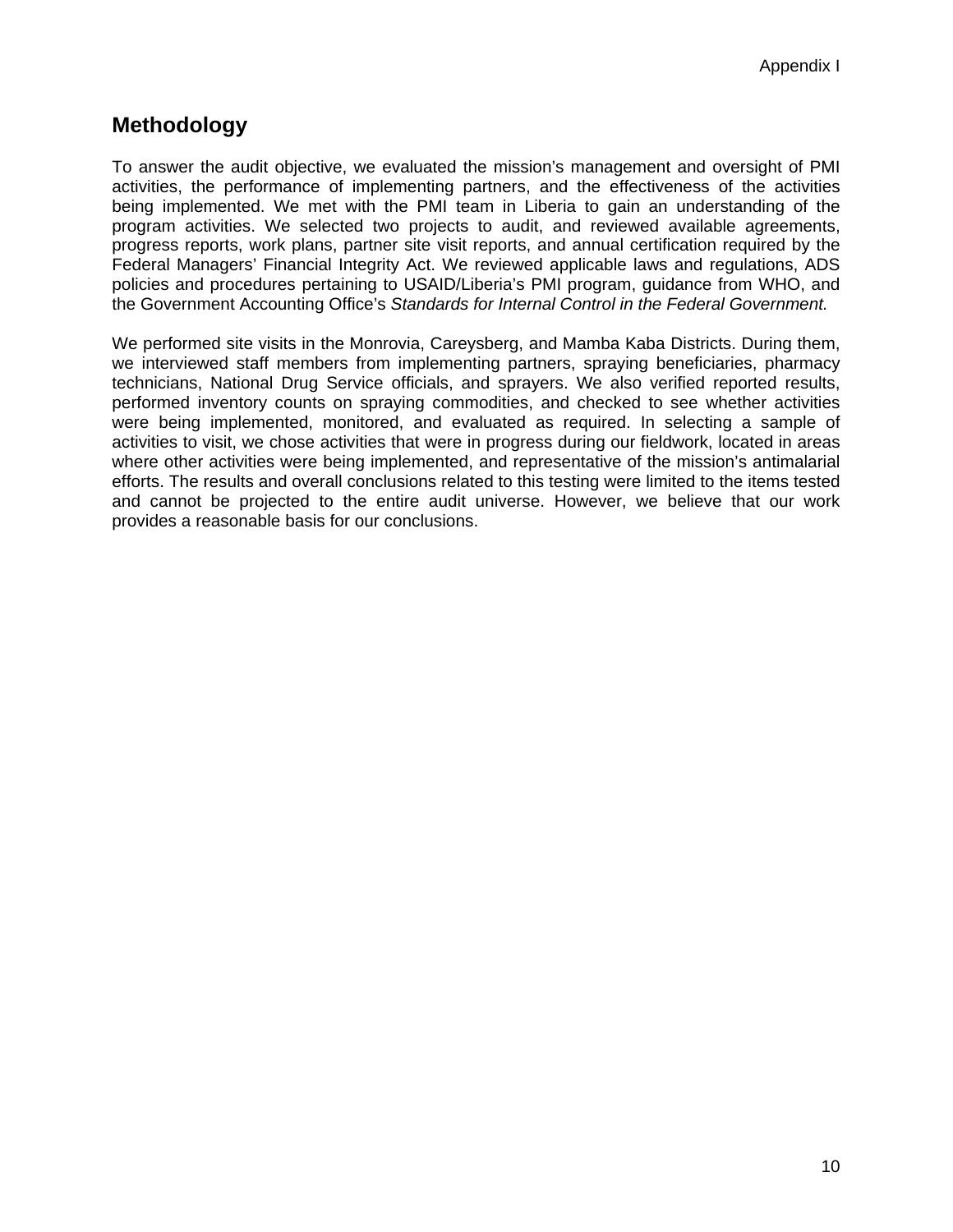## Methodology

To answer the audit objective, we evaluated the mission's management and oversight of PMI activities, the performance of implementing partners, and the effectiveness of the activities being implemented. We met with the PMI team in Liberia to gain an understanding of the program activities. We selected two projects to audit, and reviewed available agreements, progress reports, work plans, partner site visit reports, and annual certification required by the Federal Managers' Financial Integrity Act. We reviewed applicable laws and regulations, ADS policies and procedures pertaining to USAID/Liberia's PMI program, guidance from WHO, and the Government Accounting Office's *Standards for Internal Control in the Federal Government.*

We performed site visits in the Monrovia, Careysberg, and Mamba Kaba Districts. During them, we interviewed staff members from implementing partners, spraying beneficiaries, pharmacy technicians, National Drug Service officials, and sprayers. We also verified reported results, performed inventory counts on spraying commodities, and checked to see whether activities were being implemented, monitored, and evaluated as required. In selecting a sample of activities to visit, we chose activities that were in progress during our fieldwork, located in areas where other activities were being implemented, and representative of the mission's antimalarial efforts. The results and overall conclusions related to this testing were limited to the items tested and cannot be projected to the entire audit universe. However, we believe that our work provides a reasonable basis for our conclusions.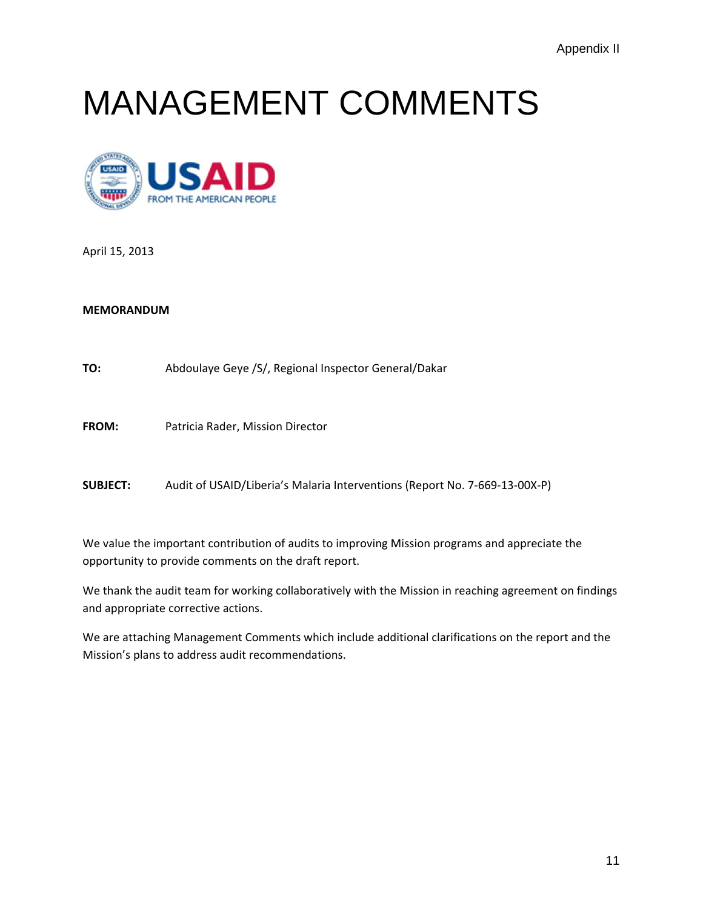Appendix II

# MANAGEMENT COMMENTS

April 15, 2013

**MEMORANDUM**

**TO:** Abdoulaye Geye /S/, Regional Inspector General/Dakar

**FROM:** Patricia Rader, Mission Director

**SUBJECT:** Audit of USAID/Liberia's Malaria Interventions (Report No. 7-669-13-00X-P)

We value the important contribution of audits to improving Mission programs and appreciate the opportunity to provide comments on the draft report.

We thank the audit team for working collaboratively with the Mission in reaching agreement on findings and appropriate corrective actions.

We are attaching Management Comments which include additional clarifications on the report and the Mission's plans to address audit recommendations.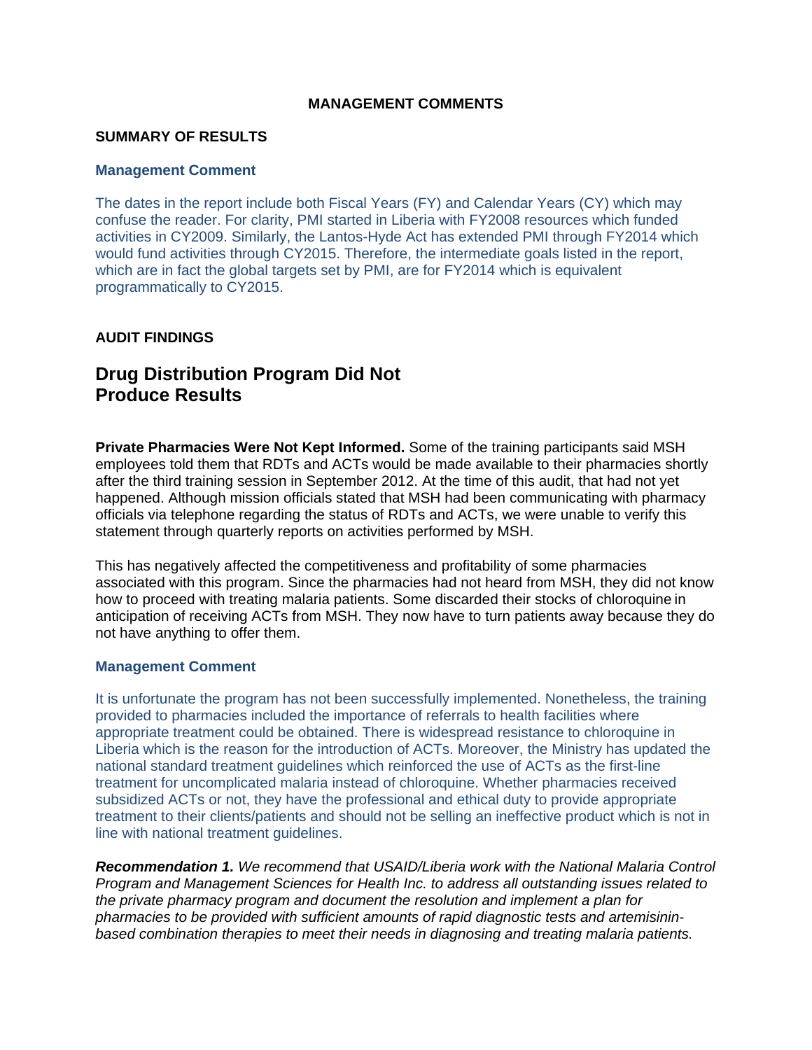**MANAGEMENT COMMENTS**

**SUMMARY OF RESULTS**

**Management Comment**

The dates in the report include both Fiscal Years (FY) and Calendar Years (CY) which may confuse the reader. For clarity, PMI started in Liberia with FY2008 resources which funded activities in CY2009. Similarly, the Lantos-Hyde Act has extended PMI through FY2014 which would fund activities through CY2015. Therefore, the intermediate goals listed in the report, which are in fact the global targets set by PMI, are for FY2014 which is equivalent programmatically to CY2015.

**AUDIT FINDINGS**

## Drug Distribution Program Did Not Produce Results

**Private Pharmacies Were Not Kept Informed.** Some of the training participants said MSH employees told them that RDTs and ACTs would be made available to their pharmacies shortly after the third training session in September 2012. At the time of this audit, that had not yet happened. Although mission officials stated that MSH had been communicating with pharmacy officials via telephone regarding the status of RDTs and ACTs, we were unable to verify this statement through quarterly reports on activities performed by MSH.

This has negatively affected the competitiveness and profitability of some pharmacies associated with this program. Since the pharmacies had not heard from MSH, they did not know how to proceed with treating malaria patients. Some discarded their stocks of chloroquine in anticipation of receiving ACTs from MSH. They now have to turn patients away because they do not have anything to offer them.

**Management Comment**

It is unfortunate the program has not been successfully implemented. Nonetheless, the training provided to pharmacies included the importance of referrals to health facilities where appropriate treatment could be obtained. There is widespread resistance to chloroquine in Liberia which is the reason for the introduction of ACTs. Moreover, the Ministry has updated the national standard treatment guidelines which reinforced the use of ACTs as the first-line treatment for uncomplicated malaria instead of chloroquine. Whether pharmacies received subsidized ACTs or not, they have the professional and ethical duty to provide appropriate treatment to their clients/patients and should not be selling an ineffective product which is not in line with national treatment guidelines.

***Recommendation 1.*** *We recommend that USAID/Liberia work with the National Malaria Control Program and Management Sciences for Health Inc. to address all outstanding issues related to the private pharmacy program and document the resolution and implement a plan for pharmacies to be provided with sufficient amounts of rapid diagnostic tests and artemisinin-based combination therapies to meet their needs in diagnosing and treating malaria patients.*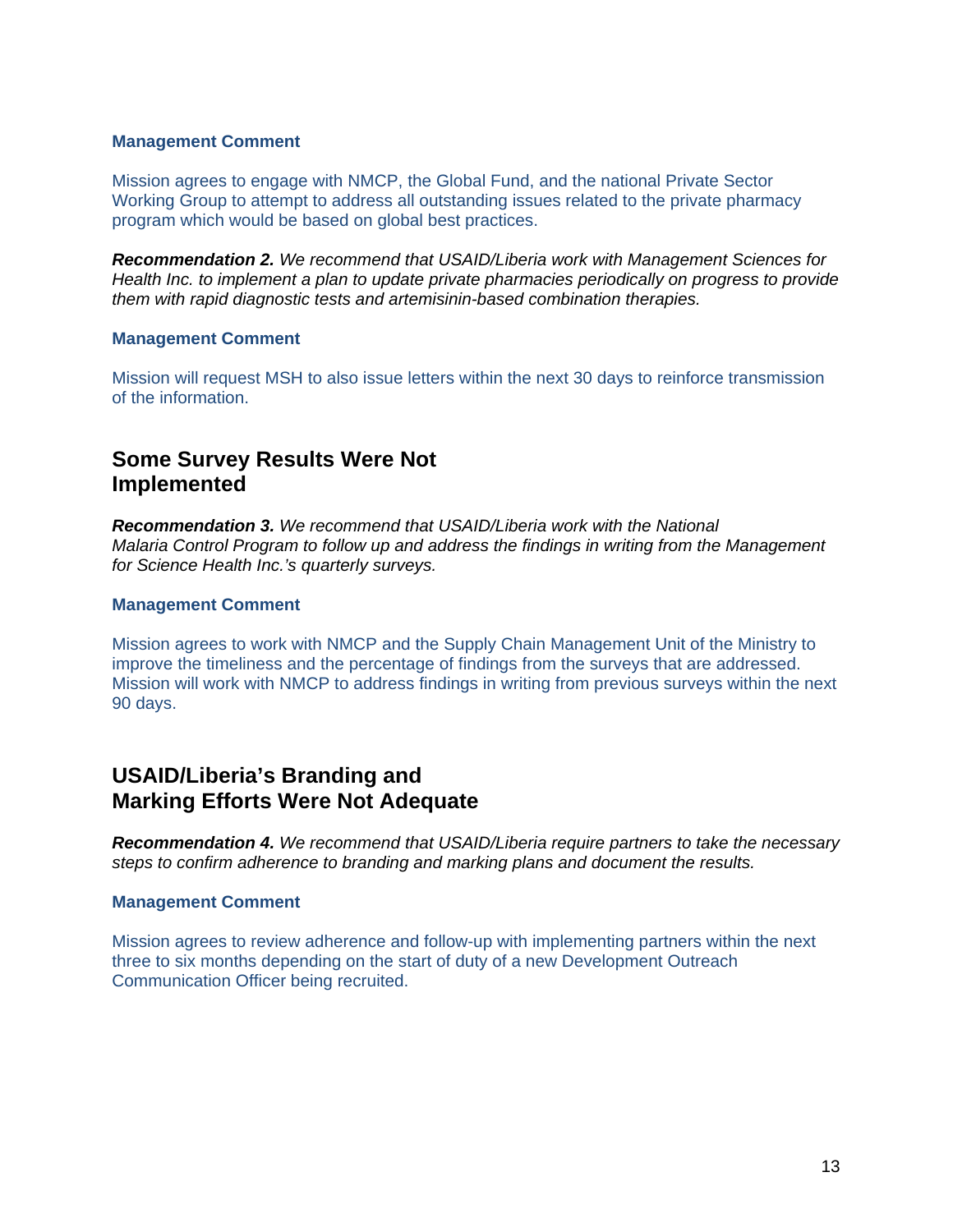### Management Comment

Mission agrees to engage with NMCP, the Global Fund, and the national Private Sector Working Group to attempt to address all outstanding issues related to the private pharmacy program which would be based on global best practices.

***Recommendation 2.*** *We recommend that USAID/Liberia work with Management Sciences for Health Inc. to implement a plan to update private pharmacies periodically on progress to provide them with rapid diagnostic tests and artemisinin-based combination therapies.*

### Management Comment

Mission will request MSH to also issue letters within the next 30 days to reinforce transmission of the information.

## Some Survey Results Were Not Implemented

***Recommendation 3.*** *We recommend that USAID/Liberia work with the National Malaria Control Program to follow up and address the findings in writing from the Management for Science Health Inc.'s quarterly surveys.*

### Management Comment

Mission agrees to work with NMCP and the Supply Chain Management Unit of the Ministry to improve the timeliness and the percentage of findings from the surveys that are addressed. Mission will work with NMCP to address findings in writing from previous surveys within the next 90 days.

## USAID/Liberia's Branding and Marking Efforts Were Not Adequate

***Recommendation 4.*** *We recommend that USAID/Liberia require partners to take the necessary steps to confirm adherence to branding and marking plans and document the results.*

### Management Comment

Mission agrees to review adherence and follow-up with implementing partners within the next three to six months depending on the start of duty of a new Development Outreach Communication Officer being recruited.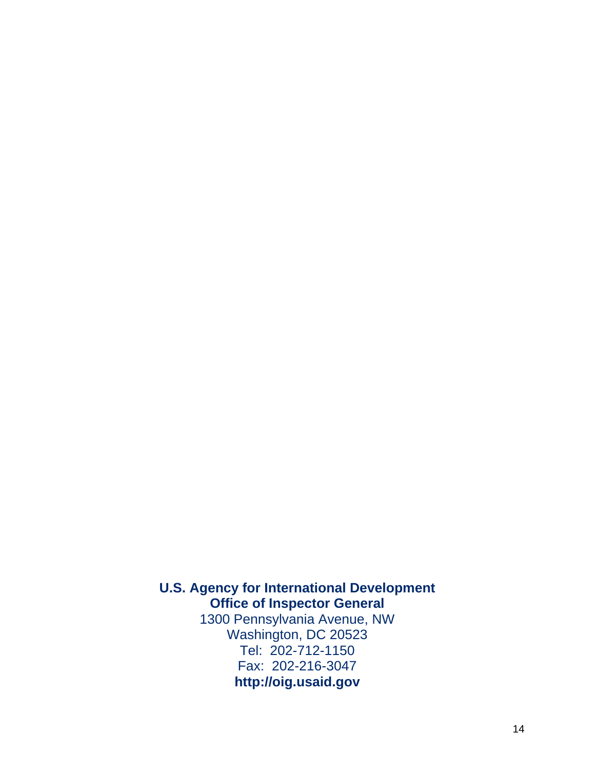**U.S. Agency for International Development**
**Office of Inspector General**
1300 Pennsylvania Avenue, NW
Washington, DC 20523
Tel: 202-712-1150
Fax: 202-216-3047
**http://oig.usaid.gov**